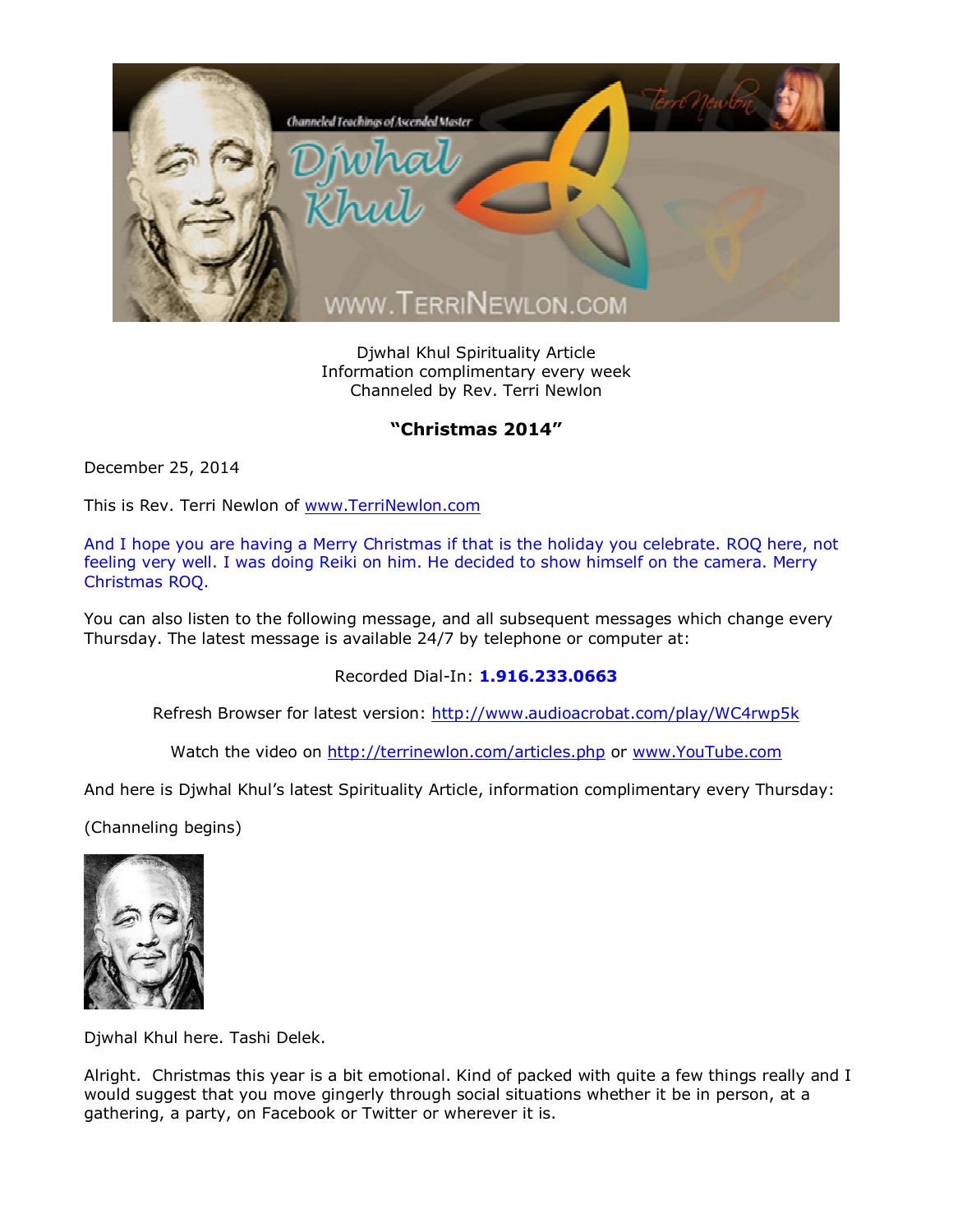Djwhal Khul Spirituality Article
Information complimentary every week
Channeled by Rev. Terri Newlon

## "Christmas 2014"

December 25, 2014

This is Rev. Terri Newlon of www.TerriNewlon.com

And I hope you are having a Merry Christmas if that is the holiday you celebrate. ROQ here, not feeling very well. I was doing Reiki on him. He decided to show himself on the camera. Merry Christmas ROQ.

You can also listen to the following message, and all subsequent messages which change every Thursday. The latest message is available 24/7 by telephone or computer at:

Recorded Dial-In: **1.916.233.0663**

Refresh Browser for latest version: http://www.audioacrobat.com/play/WC4rwp5k

Watch the video on http://terrinewlon.com/articles.php or www.YouTube.com

And here is Djwhal Khul's latest Spirituality Article, information complimentary every Thursday:

(Channeling begins)

Djwhal Khul here. Tashi Delek.

Alright. Christmas this year is a bit emotional. Kind of packed with quite a few things really and I would suggest that you move gingerly through social situations whether it be in person, at a gathering, a party, on Facebook or Twitter or wherever it is.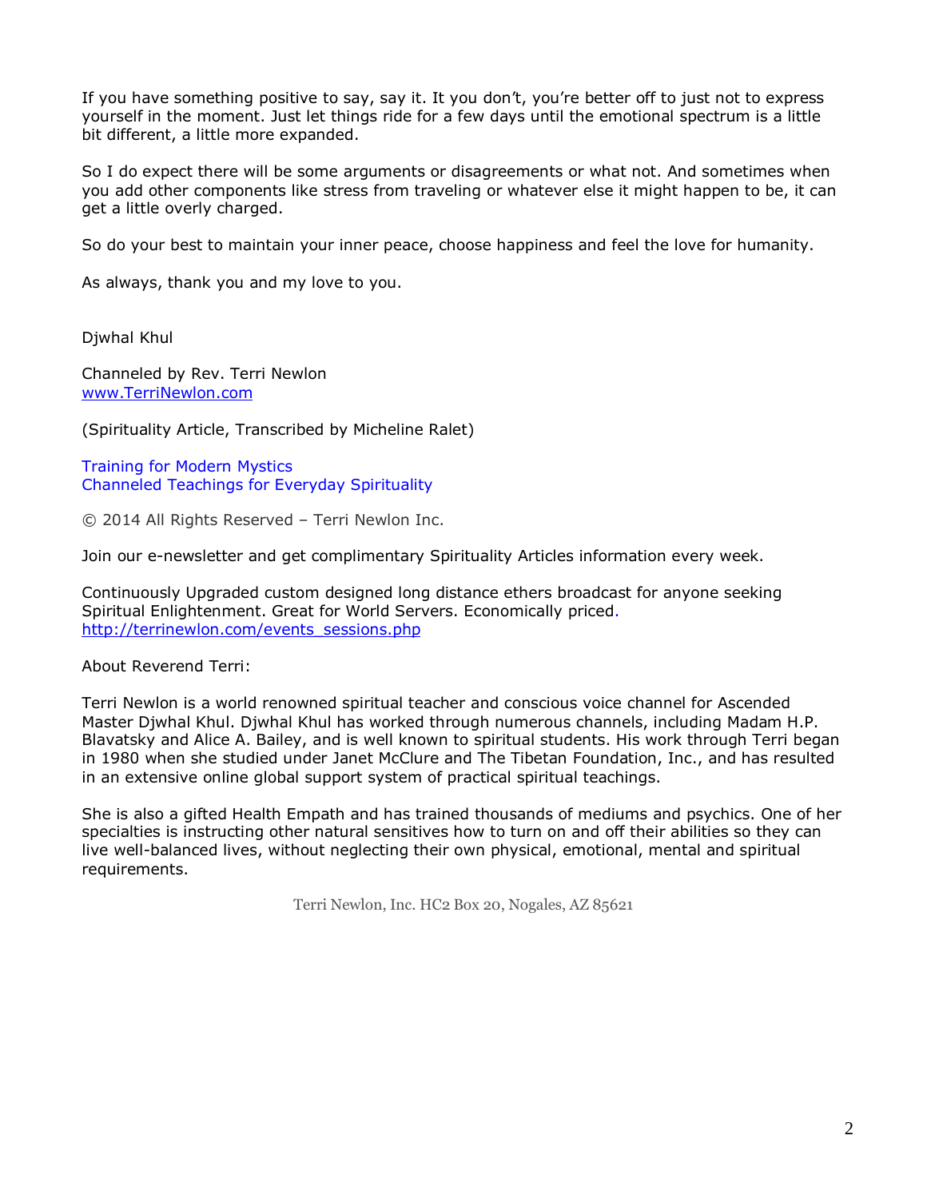If you have something positive to say, say it. It you don't, you're better off to just not to express yourself in the moment. Just let things ride for a few days until the emotional spectrum is a little bit different, a little more expanded.

So I do expect there will be some arguments or disagreements or what not. And sometimes when you add other components like stress from traveling or whatever else it might happen to be, it can get a little overly charged.

So do your best to maintain your inner peace, choose happiness and feel the love for humanity.

As always, thank you and my love to you.

Djwhal Khul

Channeled by Rev. Terri Newlon
www.TerriNewlon.com

(Spirituality Article, Transcribed by Micheline Ralet)

Training for Modern Mystics
Channeled Teachings for Everyday Spirituality

© 2014 All Rights Reserved – Terri Newlon Inc.

Join our e-newsletter and get complimentary Spirituality Articles information every week.

Continuously Upgraded custom designed long distance ethers broadcast for anyone seeking Spiritual Enlightenment. Great for World Servers. Economically priced.
http://terrinewlon.com/events_sessions.php

About Reverend Terri:

Terri Newlon is a world renowned spiritual teacher and conscious voice channel for Ascended Master Djwhal Khul. Djwhal Khul has worked through numerous channels, including Madam H.P. Blavatsky and Alice A. Bailey, and is well known to spiritual students. His work through Terri began in 1980 when she studied under Janet McClure and The Tibetan Foundation, Inc., and has resulted in an extensive online global support system of practical spiritual teachings.

She is also a gifted Health Empath and has trained thousands of mediums and psychics. One of her specialties is instructing other natural sensitives how to turn on and off their abilities so they can live well-balanced lives, without neglecting their own physical, emotional, mental and spiritual requirements.

Terri Newlon, Inc. HC2 Box 20, Nogales, AZ 85621